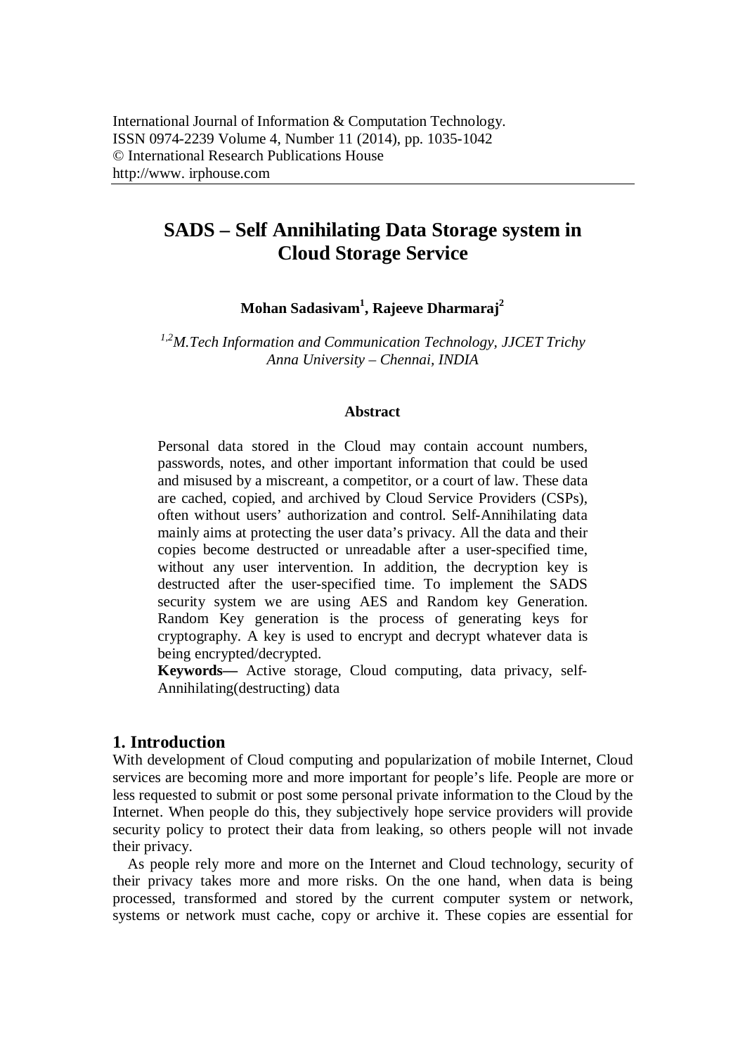International Journal of Information & Computation Technology.
ISSN 0974-2239 Volume 4, Number 11 (2014), pp. 1035-1042
© International Research Publications House
http://www. irphouse.com

# SADS – Self Annihilating Data Storage system in Cloud Storage Service

**Mohan Sadasivam[1], Rajeeve Dharmaraj[2]**

*[1,2]M.Tech Information and Communication Technology, JJCET Trichy*
*Anna University – Chennai, INDIA*

### Abstract

Personal data stored in the Cloud may contain account numbers, passwords, notes, and other important information that could be used and misused by a miscreant, a competitor, or a court of law. These data are cached, copied, and archived by Cloud Service Providers (CSPs), often without users' authorization and control. Self-Annihilating data mainly aims at protecting the user data's privacy. All the data and their copies become destructed or unreadable after a user-specified time, without any user intervention. In addition, the decryption key is destructed after the user-specified time. To implement the SADS security system we are using AES and Random key Generation. Random Key generation is the process of generating keys for cryptography. A key is used to encrypt and decrypt whatever data is being encrypted/decrypted.

**Keywords—** Active storage, Cloud computing, data privacy, self-Annihilating(destructing) data

## 1. Introduction

With development of Cloud computing and popularization of mobile Internet, Cloud services are becoming more and more important for people's life. People are more or less requested to submit or post some personal private information to the Cloud by the Internet. When people do this, they subjectively hope service providers will provide security policy to protect their data from leaking, so others people will not invade their privacy.

As people rely more and more on the Internet and Cloud technology, security of their privacy takes more and more risks. On the one hand, when data is being processed, transformed and stored by the current computer system or network, systems or network must cache, copy or archive it. These copies are essential for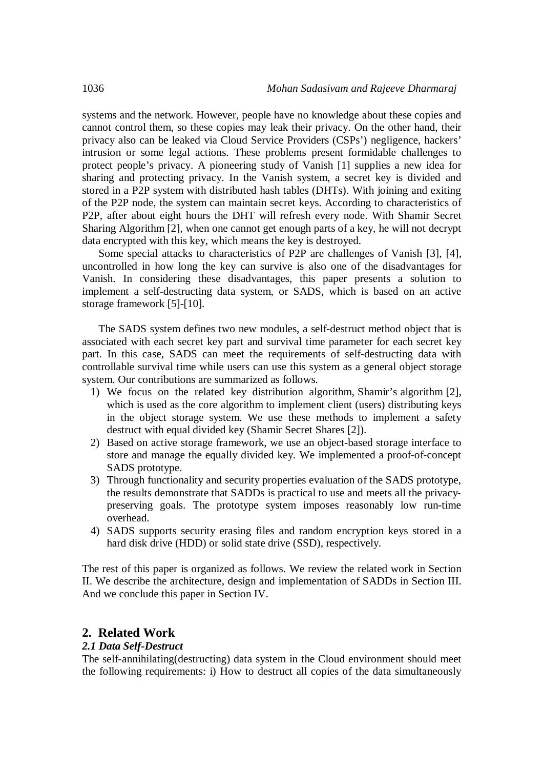systems and the network. However, people have no knowledge about these copies and cannot control them, so these copies may leak their privacy. On the other hand, their privacy also can be leaked via Cloud Service Providers (CSPs') negligence, hackers' intrusion or some legal actions. These problems present formidable challenges to protect people's privacy. A pioneering study of Vanish [1] supplies a new idea for sharing and protecting privacy. In the Vanish system, a secret key is divided and stored in a P2P system with distributed hash tables (DHTs). With joining and exiting of the P2P node, the system can maintain secret keys. According to characteristics of P2P, after about eight hours the DHT will refresh every node. With Shamir Secret Sharing Algorithm [2], when one cannot get enough parts of a key, he will not decrypt data encrypted with this key, which means the key is destroyed.

Some special attacks to characteristics of P2P are challenges of Vanish [3], [4], uncontrolled in how long the key can survive is also one of the disadvantages for Vanish. In considering these disadvantages, this paper presents a solution to implement a self-destructing data system, or SADS, which is based on an active storage framework [5]-[10].

The SADS system defines two new modules, a self-destruct method object that is associated with each secret key part and survival time parameter for each secret key part. In this case, SADS can meet the requirements of self-destructing data with controllable survival time while users can use this system as a general object storage system. Our contributions are summarized as follows.

1) We focus on the related key distribution algorithm, Shamir's algorithm [2], which is used as the core algorithm to implement client (users) distributing keys in the object storage system. We use these methods to implement a safety destruct with equal divided key (Shamir Secret Shares [2]).
2) Based on active storage framework, we use an object-based storage interface to store and manage the equally divided key. We implemented a proof-of-concept SADS prototype.
3) Through functionality and security properties evaluation of the SADS prototype, the results demonstrate that SADDs is practical to use and meets all the privacy-preserving goals. The prototype system imposes reasonably low run-time overhead.
4) SADS supports security erasing files and random encryption keys stored in a hard disk drive (HDD) or solid state drive (SSD), respectively.

The rest of this paper is organized as follows. We review the related work in Section II. We describe the architecture, design and implementation of SADDs in Section III. And we conclude this paper in Section IV.

## 2. Related Work

### *2.1 Data Self-Destruct*

The self-annihilating(destructing) data system in the Cloud environment should meet the following requirements: i) How to destruct all copies of the data simultaneously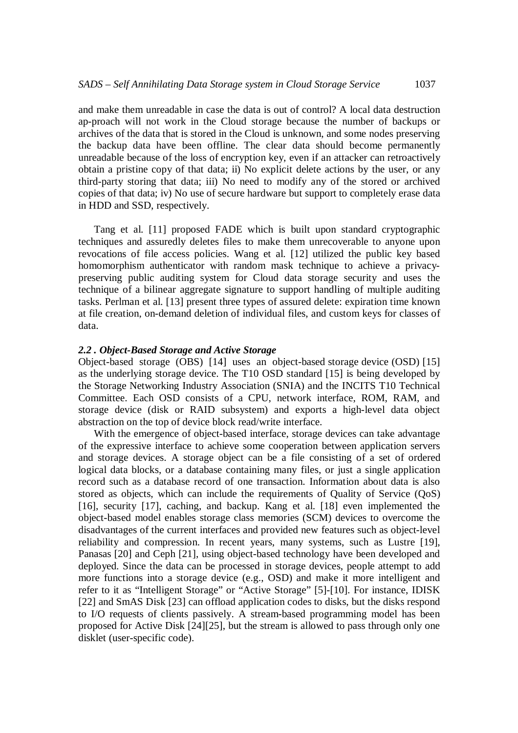and make them unreadable in case the data is out of control? A local data destruction ap-proach will not work in the Cloud storage because the number of backups or archives of the data that is stored in the Cloud is unknown, and some nodes preserving the backup data have been offline. The clear data should become permanently unreadable because of the loss of encryption key, even if an attacker can retroactively obtain a pristine copy of that data; ii) No explicit delete actions by the user, or any third-party storing that data; iii) No need to modify any of the stored or archived copies of that data; iv) No use of secure hardware but support to completely erase data in HDD and SSD, respectively.

Tang et al. [11] proposed FADE which is built upon standard cryptographic techniques and assuredly deletes files to make them unrecoverable to anyone upon revocations of file access policies. Wang et al. [12] utilized the public key based homomorphism authenticator with random mask technique to achieve a privacy-preserving public auditing system for Cloud data storage security and uses the technique of a bilinear aggregate signature to support handling of multiple auditing tasks. Perlman et al. [13] present three types of assured delete: expiration time known at file creation, on-demand deletion of individual files, and custom keys for classes of data.

### *2.2 . Object-Based Storage and Active Storage*

Object-based storage (OBS) [14] uses an object-based storage device (OSD) [15] as the underlying storage device. The T10 OSD standard [15] is being developed by the Storage Networking Industry Association (SNIA) and the INCITS T10 Technical Committee. Each OSD consists of a CPU, network interface, ROM, RAM, and storage device (disk or RAID subsystem) and exports a high-level data object abstraction on the top of device block read/write interface.

With the emergence of object-based interface, storage devices can take advantage of the expressive interface to achieve some cooperation between application servers and storage devices. A storage object can be a file consisting of a set of ordered logical data blocks, or a database containing many files, or just a single application record such as a database record of one transaction. Information about data is also stored as objects, which can include the requirements of Quality of Service (QoS) [16], security [17], caching, and backup. Kang et al. [18] even implemented the object-based model enables storage class memories (SCM) devices to overcome the disadvantages of the current interfaces and provided new features such as object-level reliability and compression. In recent years, many systems, such as Lustre [19], Panasas [20] and Ceph [21], using object-based technology have been developed and deployed. Since the data can be processed in storage devices, people attempt to add more functions into a storage device (e.g., OSD) and make it more intelligent and refer to it as "Intelligent Storage" or "Active Storage" [5]-[10]. For instance, IDISK [22] and SmAS Disk [23] can offload application codes to disks, but the disks respond to I/O requests of clients passively. A stream-based programming model has been proposed for Active Disk [24][25], but the stream is allowed to pass through only one disklet (user-specific code).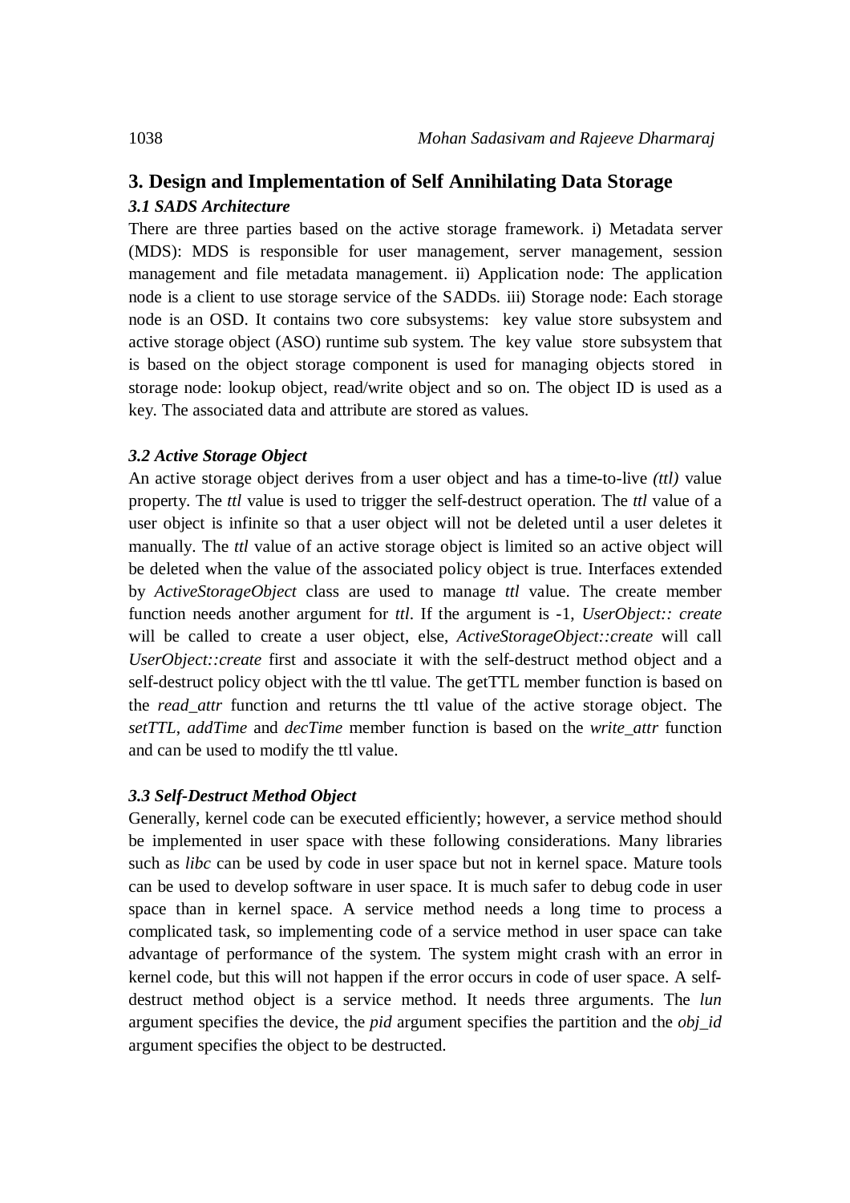## 3. Design and Implementation of Self Annihilating Data Storage

### *3.1 SADS Architecture*

There are three parties based on the active storage framework. i) Metadata server (MDS): MDS is responsible for user management, server management, session management and file metadata management. ii) Application node: The application node is a client to use storage service of the SADDs. iii) Storage node: Each storage node is an OSD. It contains two core subsystems: key value store subsystem and active storage object (ASO) runtime sub system. The key value store subsystem that is based on the object storage component is used for managing objects stored in storage node: lookup object, read/write object and so on. The object ID is used as a key. The associated data and attribute are stored as values.

### *3.2 Active Storage Object*

An active storage object derives from a user object and has a time-to-live *(ttl)* value property. The *ttl* value is used to trigger the self-destruct operation. The *ttl* value of a user object is infinite so that a user object will not be deleted until a user deletes it manually. The *ttl* value of an active storage object is limited so an active object will be deleted when the value of the associated policy object is true. Interfaces extended by *ActiveStorageObject* class are used to manage *ttl* value. The create member function needs another argument for *ttl*. If the argument is -1, *UserObject:: create* will be called to create a user object, else, *ActiveStorageObject::create* will call *UserObject::create* first and associate it with the self-destruct method object and a self-destruct policy object with the ttl value. The getTTL member function is based on the *read_attr* function and returns the ttl value of the active storage object. The *setTTL*, *addTime* and *decTime* member function is based on the *write_attr* function and can be used to modify the ttl value.

### *3.3 Self-Destruct Method Object*

Generally, kernel code can be executed efficiently; however, a service method should be implemented in user space with these following considerations. Many libraries such as *libc* can be used by code in user space but not in kernel space. Mature tools can be used to develop software in user space. It is much safer to debug code in user space than in kernel space. A service method needs a long time to process a complicated task, so implementing code of a service method in user space can take advantage of performance of the system. The system might crash with an error in kernel code, but this will not happen if the error occurs in code of user space. A self-destruct method object is a service method. It needs three arguments. The *lun* argument specifies the device, the *pid* argument specifies the partition and the *obj_id* argument specifies the object to be destructed.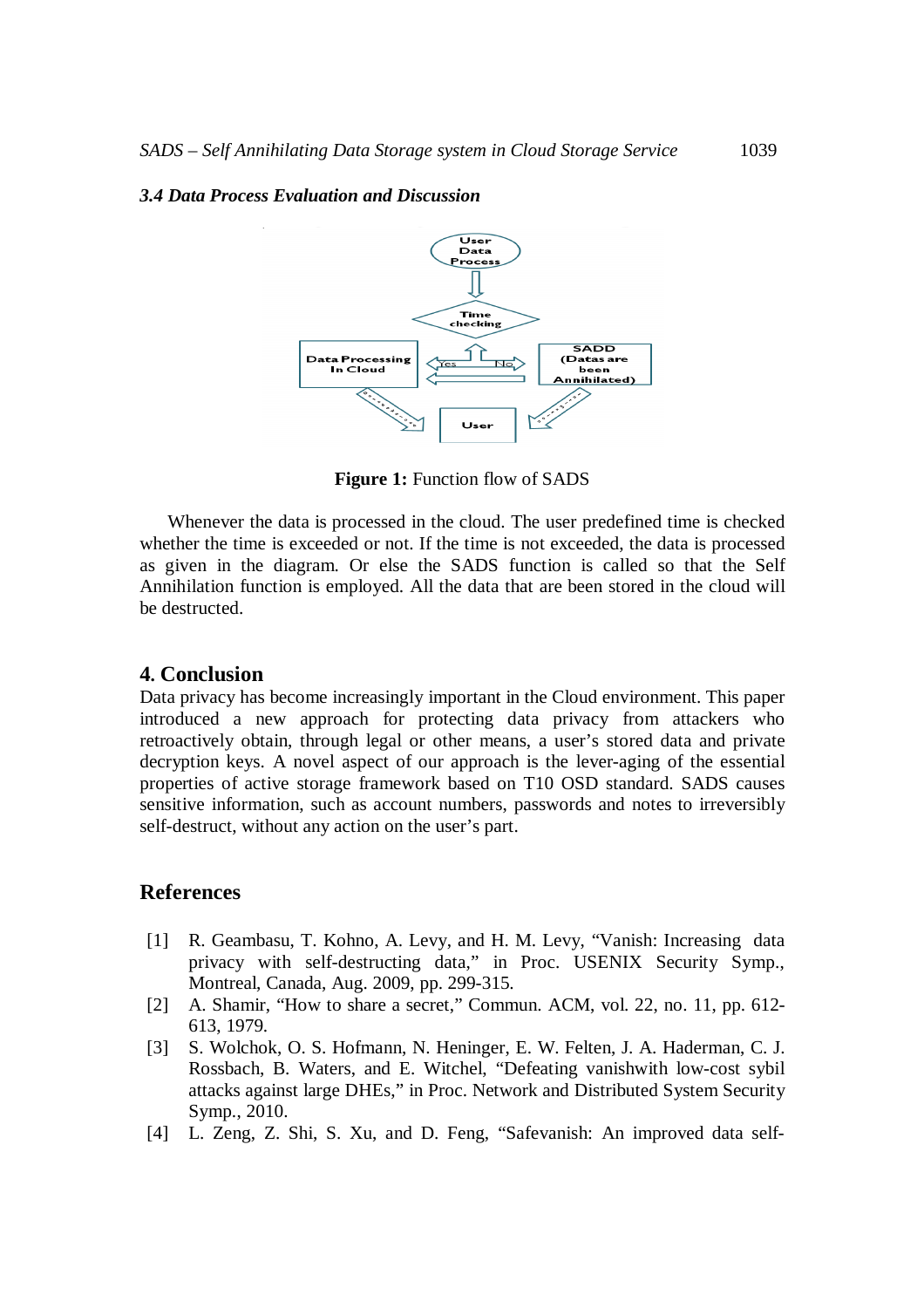### *3.4 Data Process Evaluation and Discussion*

**Figure 1:** Function flow of SADS

Whenever the data is processed in the cloud. The user predefined time is checked whether the time is exceeded or not. If the time is not exceeded, the data is processed as given in the diagram. Or else the SADS function is called so that the Self Annihilation function is employed. All the data that are been stored in the cloud will be destructed.

## 4. Conclusion

Data privacy has become increasingly important in the Cloud environment. This paper introduced a new approach for protecting data privacy from attackers who retroactively obtain, through legal or other means, a user's stored data and private decryption keys. A novel aspect of our approach is the lever-aging of the essential properties of active storage framework based on T10 OSD standard. SADS causes sensitive information, such as account numbers, passwords and notes to irreversibly self-destruct, without any action on the user's part.

## References

[1] R. Geambasu, T. Kohno, A. Levy, and H. M. Levy, "Vanish: Increasing data privacy with self-destructing data," in Proc. USENIX Security Symp., Montreal, Canada, Aug. 2009, pp. 299-315.

[2] A. Shamir, "How to share a secret," Commun. ACM, vol. 22, no. 11, pp. 612-613, 1979.

[3] S. Wolchok, O. S. Hofmann, N. Heninger, E. W. Felten, J. A. Haderman, C. J. Rossbach, B. Waters, and E. Witchel, "Defeating vanishwith low-cost sybil attacks against large DHEs," in Proc. Network and Distributed System Security Symp., 2010.

[4] L. Zeng, Z. Shi, S. Xu, and D. Feng, "Safevanish: An improved data self-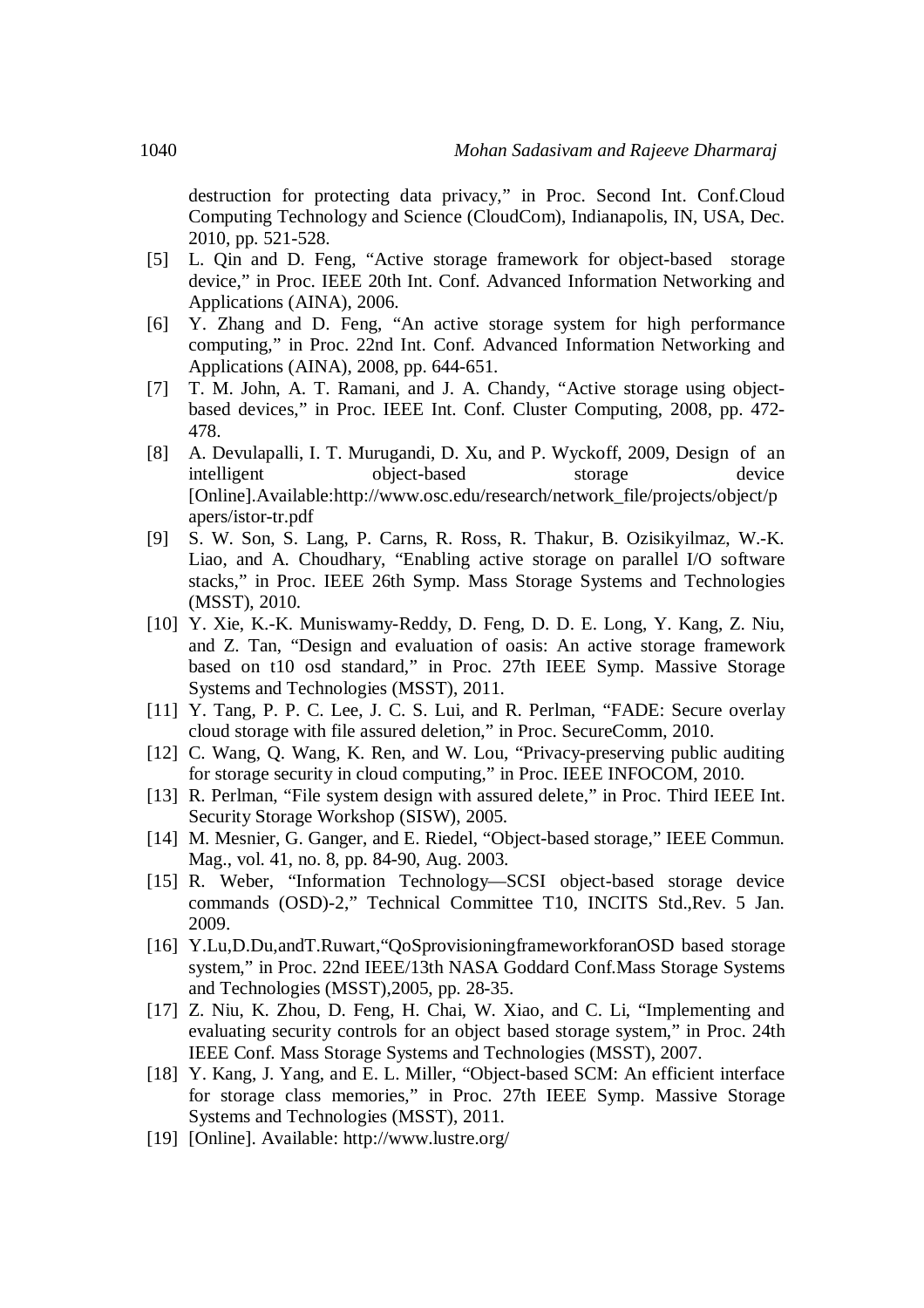destruction for protecting data privacy," in Proc. Second Int. Conf.Cloud Computing Technology and Science (CloudCom), Indianapolis, IN, USA, Dec. 2010, pp. 521-528.

[5] L. Qin and D. Feng, "Active storage framework for object-based storage device," in Proc. IEEE 20th Int. Conf. Advanced Information Networking and Applications (AINA), 2006.

[6] Y. Zhang and D. Feng, "An active storage system for high performance computing," in Proc. 22nd Int. Conf. Advanced Information Networking and Applications (AINA), 2008, pp. 644-651.

[7] T. M. John, A. T. Ramani, and J. A. Chandy, "Active storage using object-based devices," in Proc. IEEE Int. Conf. Cluster Computing, 2008, pp. 472-478.

[8] A. Devulapalli, I. T. Murugandi, D. Xu, and P. Wyckoff, 2009, Design of an intelligent object-based storage device [Online].Available:http://www.osc.edu/research/network_file/projects/object/papers/istor-tr.pdf

[9] S. W. Son, S. Lang, P. Carns, R. Ross, R. Thakur, B. Ozisikyilmaz, W.-K. Liao, and A. Choudhary, "Enabling active storage on parallel I/O software stacks," in Proc. IEEE 26th Symp. Mass Storage Systems and Technologies (MSST), 2010.

[10] Y. Xie, K.-K. Muniswamy-Reddy, D. Feng, D. D. E. Long, Y. Kang, Z. Niu, and Z. Tan, "Design and evaluation of oasis: An active storage framework based on t10 osd standard," in Proc. 27th IEEE Symp. Massive Storage Systems and Technologies (MSST), 2011.

[11] Y. Tang, P. P. C. Lee, J. C. S. Lui, and R. Perlman, "FADE: Secure overlay cloud storage with file assured deletion," in Proc. SecureComm, 2010.

[12] C. Wang, Q. Wang, K. Ren, and W. Lou, "Privacy-preserving public auditing for storage security in cloud computing," in Proc. IEEE INFOCOM, 2010.

[13] R. Perlman, "File system design with assured delete," in Proc. Third IEEE Int. Security Storage Workshop (SISW), 2005.

[14] M. Mesnier, G. Ganger, and E. Riedel, "Object-based storage," IEEE Commun. Mag., vol. 41, no. 8, pp. 84-90, Aug. 2003.

[15] R. Weber, "Information Technology—SCSI object-based storage device commands (OSD)-2," Technical Committee T10, INCITS Std.,Rev. 5 Jan. 2009.

[16] Y.Lu,D.Du,andT.Ruwart,"QoSprovisioningframeworkforanOSD based storage system," in Proc. 22nd IEEE/13th NASA Goddard Conf.Mass Storage Systems and Technologies (MSST),2005, pp. 28-35.

[17] Z. Niu, K. Zhou, D. Feng, H. Chai, W. Xiao, and C. Li, "Implementing and evaluating security controls for an object based storage system," in Proc. 24th IEEE Conf. Mass Storage Systems and Technologies (MSST), 2007.

[18] Y. Kang, J. Yang, and E. L. Miller, "Object-based SCM: An efficient interface for storage class memories," in Proc. 27th IEEE Symp. Massive Storage Systems and Technologies (MSST), 2011.

[19] [Online]. Available: http://www.lustre.org/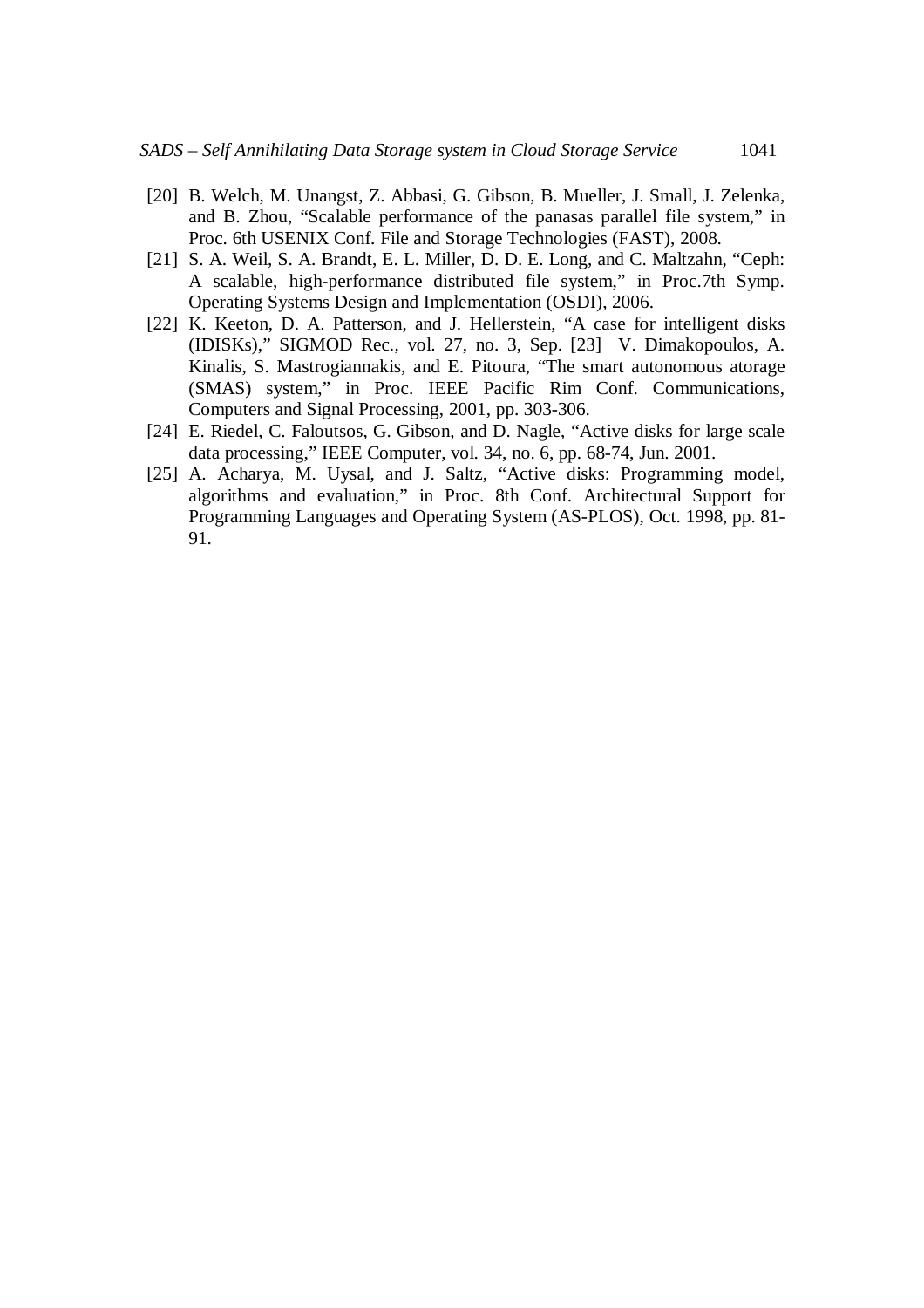[20] B. Welch, M. Unangst, Z. Abbasi, G. Gibson, B. Mueller, J. Small, J. Zelenka, and B. Zhou, "Scalable performance of the panasas parallel file system," in Proc. 6th USENIX Conf. File and Storage Technologies (FAST), 2008.

[21] S. A. Weil, S. A. Brandt, E. L. Miller, D. D. E. Long, and C. Maltzahn, "Ceph: A scalable, high-performance distributed file system," in Proc.7th Symp. Operating Systems Design and Implementation (OSDI), 2006.

[22] K. Keeton, D. A. Patterson, and J. Hellerstein, "A case for intelligent disks (IDISKs)," SIGMOD Rec., vol. 27, no. 3, Sep. [23] V. Dimakopoulos, A. Kinalis, S. Mastrogiannakis, and E. Pitoura, "The smart autonomous atorage (SMAS) system," in Proc. IEEE Pacific Rim Conf. Communications, Computers and Signal Processing, 2001, pp. 303-306.

[24] E. Riedel, C. Faloutsos, G. Gibson, and D. Nagle, "Active disks for large scale data processing," IEEE Computer, vol. 34, no. 6, pp. 68-74, Jun. 2001.

[25] A. Acharya, M. Uysal, and J. Saltz, "Active disks: Programming model, algorithms and evaluation," in Proc. 8th Conf. Architectural Support for Programming Languages and Operating System (AS-PLOS), Oct. 1998, pp. 81-91.